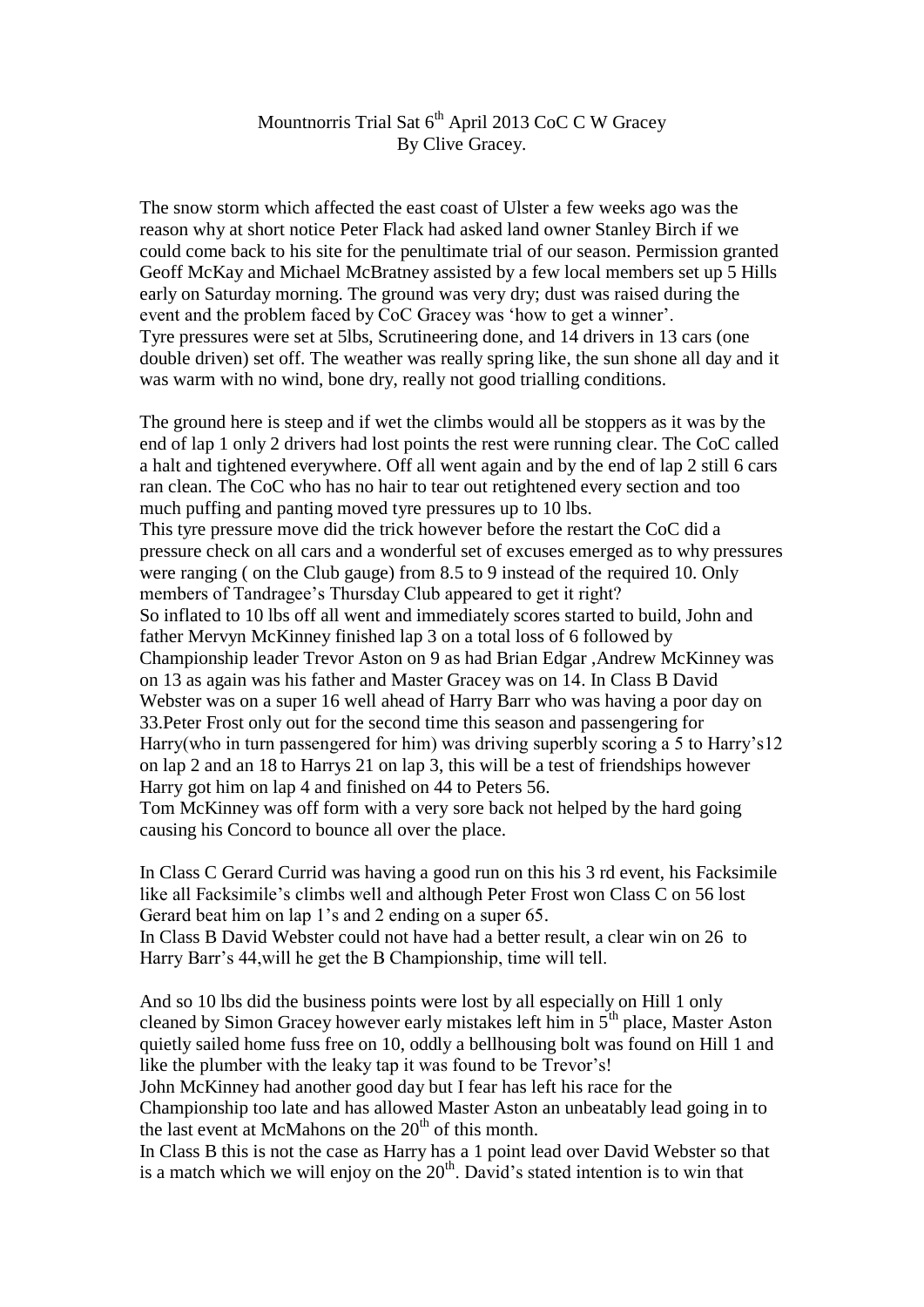Mountnorris Trial Sat 6th April 2013 CoC C W Gracey
By Clive Gracey.

The snow storm which affected the east coast of Ulster a few weeks ago was the reason why at short notice Peter Flack had asked land owner Stanley Birch if we could come back to his site for the penultimate trial of our season. Permission granted Geoff McKay and Michael McBratney assisted by a few local members set up 5 Hills early on Saturday morning. The ground was very dry; dust was raised during the event and the problem faced by CoC Gracey was 'how to get a winner'.
Tyre pressures were set at 5lbs, Scrutineering done, and 14 drivers in 13 cars (one double driven) set off. The weather was really spring like, the sun shone all day and it was warm with no wind, bone dry, really not good trialling conditions.

The ground here is steep and if wet the climbs would all be stoppers as it was by the end of lap 1 only 2 drivers had lost points the rest were running clear. The CoC called a halt and tightened everywhere. Off all went again and by the end of lap 2 still 6 cars ran clean. The CoC who has no hair to tear out retightened every section and too much puffing and panting moved tyre pressures up to 10 lbs.
This tyre pressure move did the trick however before the restart the CoC did a pressure check on all cars and a wonderful set of excuses emerged as to why pressures were ranging ( on the Club gauge) from 8.5 to 9 instead of the required 10. Only members of Tandragee's Thursday Club appeared to get it right?
So inflated to 10 lbs off all went and immediately scores started to build, John and father Mervyn McKinney finished lap 3 on a total loss of 6 followed by Championship leader Trevor Aston on 9 as had Brian Edgar ,Andrew McKinney was on 13 as again was his father and Master Gracey was on 14. In Class B David Webster was on a super 16 well ahead of Harry Barr who was having a poor day on 33.Peter Frost only out for the second time this season and passengering for Harry(who in turn passengered for him) was driving superbly scoring a 5 to Harry's12 on lap 2 and an 18 to Harrys 21 on lap 3, this will be a test of friendships however Harry got him on lap 4 and finished on 44 to Peters 56.
Tom McKinney was off form with a very sore back not helped by the hard going causing his Concord to bounce all over the place.

In Class C Gerard Currid was having a good run on this his 3 rd event, his Facksimile like all Facksimile's climbs well and although Peter Frost won Class C on 56 lost Gerard beat him on lap 1's and 2 ending on a super 65.
In Class B David Webster could not have had a better result, a clear win on 26 to Harry Barr's 44,will he get the B Championship, time will tell.

And so 10 lbs did the business points were lost by all especially on Hill 1 only cleaned by Simon Gracey however early mistakes left him in 5th place, Master Aston quietly sailed home fuss free on 10, oddly a bellhousing bolt was found on Hill 1 and like the plumber with the leaky tap it was found to be Trevor's!
John McKinney had another good day but I fear has left his race for the Championship too late and has allowed Master Aston an unbeatably lead going in to the last event at McMahons on the 20th of this month.
In Class B this is not the case as Harry has a 1 point lead over David Webster so that is a match which we will enjoy on the 20th. David's stated intention is to win that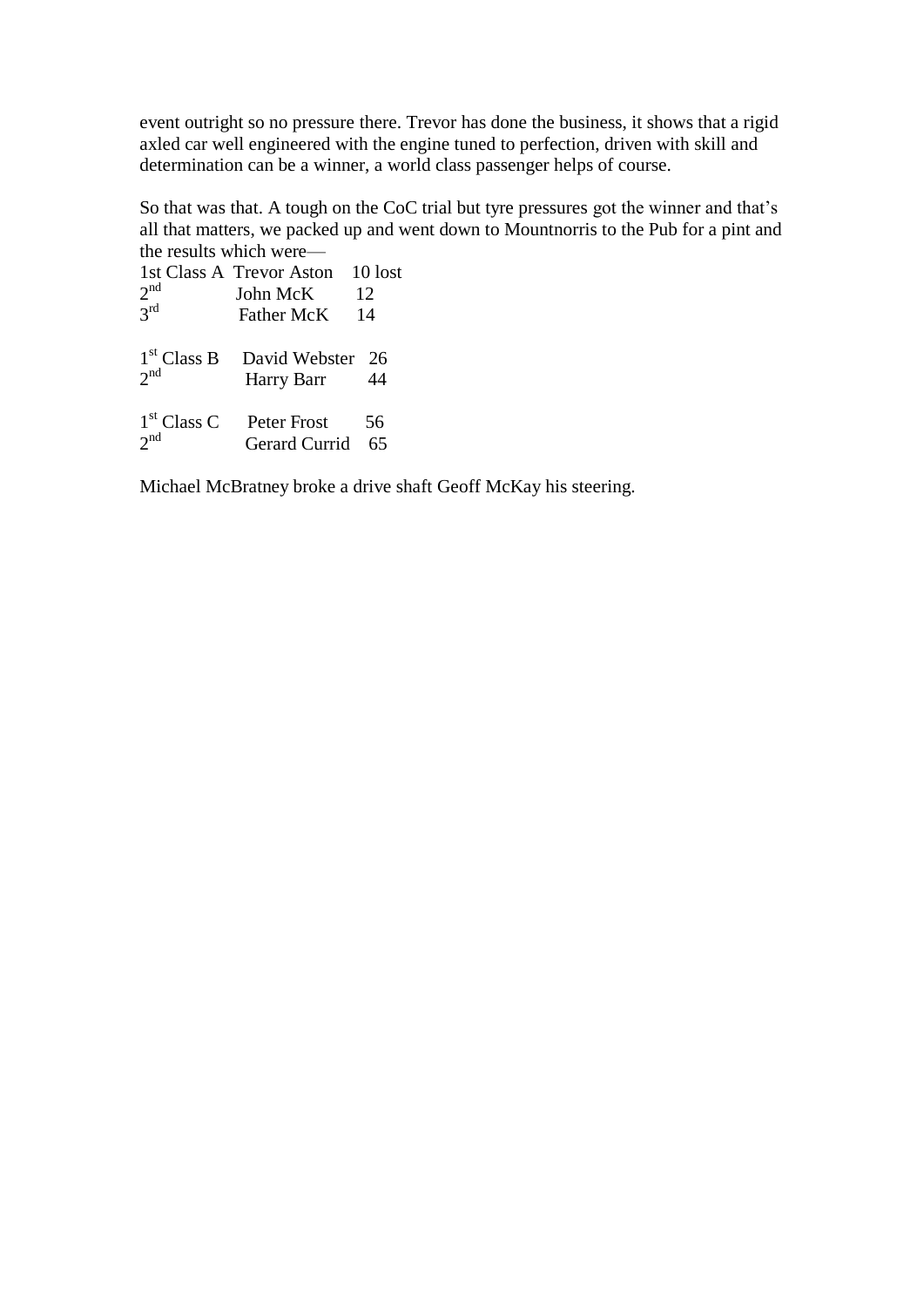event outright so no pressure there. Trevor has done the business, it shows that a rigid axled car well engineered with the engine tuned to perfection, driven with skill and determination can be a winner, a world class passenger helps of course.

So that was that. A tough on the CoC trial but tyre pressures got the winner and that's all that matters, we packed up and went down to Mountnorris to the Pub for a pint and the results which were—

| | | |
|---|---|---|
| 1st Class A | Trevor Aston | 10 lost |
| 2nd | John McK | 12 |
| 3rd | Father McK | 14 |
| | | |
| 1st Class B | David Webster | 26 |
| 2nd | Harry Barr | 44 |
| | | |
| 1st Class C | Peter Frost | 56 |
| 2nd | Gerard Currid | 65 |

Michael McBratney broke a drive shaft Geoff McKay his steering.